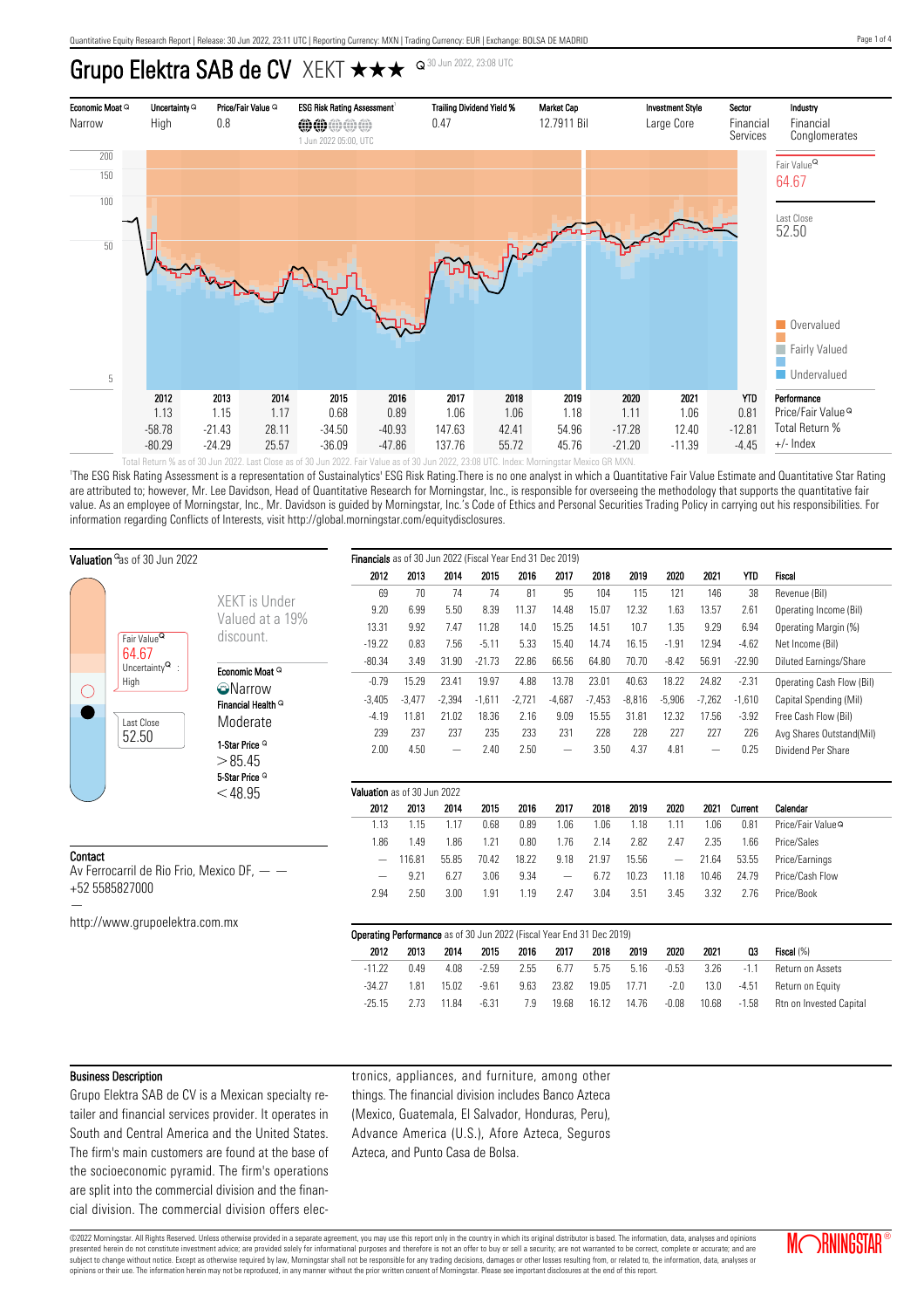# Grupo Elektra SAB de CV XEKT ★★★

30 Jun 2022, 23:08 UTC

| Economic Moat | Uncertainty | Price/Fair Value | ESG Risk Rating Assessment[1] | Trailing Dividend Yield % | Market Cap | Investment Style | Sector | Industry |
|---|---|---|---|---|---|---|---|---|
| Narrow | High | 0.8 | 1 Jun 2022 05:00, UTC | 0.47 | 12.7911 Bil | Large Core | Financial Services | Financial Conglomerates |

Fair Value 64.67

Last Close 52.50

Overvalued / Fairly Valued / Undervalued

| | 2012 | 2013 | 2014 | 2015 | 2016 | 2017 | 2018 | 2019 | 2020 | 2021 | YTD | Performance |
|---|---|---|---|---|---|---|---|---|---|---|---|---|
| | 1.13 | 1.15 | 1.17 | 0.68 | 0.89 | 1.06 | 1.06 | 1.18 | 1.11 | 1.06 | 0.81 | Price/Fair Value |
| | -58.78 | -21.43 | 28.11 | -34.50 | -40.93 | 147.63 | 42.41 | 54.96 | -17.28 | 12.40 | -12.81 | Total Return % |
| | -80.29 | -24.29 | 25.57 | -36.09 | -47.86 | 137.76 | 55.72 | 45.76 | -21.20 | -11.39 | -4.45 | +/- Index |

Total Return % as of 30 Jun 2022. Last Close as of 30 Jun 2022. Fair Value as of 30 Jun 2022, 23:08 UTC. Index: Morningstar Mexico GR MXN.

[1]The ESG Risk Rating Assessment is a representation of Sustainalytics' ESG Risk Rating.There is no one analyst in which a Quantitative Fair Value Estimate and Quantitative Star Rating are attributed to; however, Mr. Lee Davidson, Head of Quantitative Research for Morningstar, Inc., is responsible for overseeing the methodology that supports the quantitative fair value. As an employee of Morningstar, Inc., Mr. Davidson is guided by Morningstar, Inc.'s Code of Ethics and Personal Securities Trading Policy in carrying out his responsibilities. For information regarding Conflicts of Interests, visit http://global.morningstar.com/equitydisclosures.

## Valuation as of 30 Jun 2022

Fair Value 64.67

Uncertainty: High

Last Close 52.50

XEKT is Under Valued at a 19% discount.

Economic Moat: Narrow

Financial Health: Moderate

1-Star Price: > 85.45

5-Star Price: < 48.95

## Contact

Av Ferrocarril de Rio Frio, Mexico DF, — —

+52 5585827000

—

http://www.grupoelektra.com.mx

## Financials as of 30 Jun 2022 (Fiscal Year End 31 Dec 2019)

| 2012 | 2013 | 2014 | 2015 | 2016 | 2017 | 2018 | 2019 | 2020 | 2021 | YTD | Fiscal |
|---|---|---|---|---|---|---|---|---|---|---|---|
| 69 | 70 | 74 | 74 | 81 | 95 | 104 | 115 | 121 | 146 | 38 | Revenue (Bil) |
| 9.20 | 6.99 | 5.50 | 8.39 | 11.37 | 14.48 | 15.07 | 12.32 | 1.63 | 13.57 | 2.61 | Operating Income (Bil) |
| 13.31 | 9.92 | 7.47 | 11.28 | 14.0 | 15.25 | 14.51 | 10.7 | 1.35 | 9.29 | 6.94 | Operating Margin (%) |
| -19.22 | 0.83 | 7.56 | -5.11 | 5.33 | 15.40 | 14.74 | 16.15 | -1.91 | 12.94 | -4.62 | Net Income (Bil) |
| -80.34 | 3.49 | 31.90 | -21.73 | 22.86 | 66.56 | 64.80 | 70.70 | -8.42 | 56.91 | -22.90 | Diluted Earnings/Share |
| -0.79 | 15.29 | 23.41 | 19.97 | 4.88 | 13.78 | 23.01 | 40.63 | 18.22 | 24.82 | -2.31 | Operating Cash Flow (Bil) |
| -3,405 | -3,477 | -2,394 | -1,611 | -2,721 | -4,687 | -7,453 | -8,816 | -5,906 | -7,262 | -1,610 | Capital Spending (Mil) |
| -4.19 | 11.81 | 21.02 | 18.36 | 2.16 | 9.09 | 15.55 | 31.81 | 12.32 | 17.56 | -3.92 | Free Cash Flow (Bil) |
| 239 | 237 | 237 | 235 | 233 | 231 | 228 | 228 | 227 | 227 | 226 | Avg Shares Outstand(Mil) |
| 2.00 | 4.50 | — | 2.40 | 2.50 | — | 3.50 | 4.37 | 4.81 | — | 0.25 | Dividend Per Share |

## Valuation as of 30 Jun 2022

| 2012 | 2013 | 2014 | 2015 | 2016 | 2017 | 2018 | 2019 | 2020 | 2021 | Current | Calendar |
|---|---|---|---|---|---|---|---|---|---|---|---|
| 1.13 | 1.15 | 1.17 | 0.68 | 0.89 | 1.06 | 1.06 | 1.18 | 1.11 | 1.06 | 0.81 | Price/Fair Value |
| 1.86 | 1.49 | 1.86 | 1.21 | 0.80 | 1.76 | 2.14 | 2.82 | 2.47 | 2.35 | 1.66 | Price/Sales |
| — | 116.81 | 55.85 | 70.42 | 18.22 | 9.18 | 21.97 | 15.56 | — | 21.64 | 53.55 | Price/Earnings |
| — | 9.21 | 6.27 | 3.06 | 9.34 | — | 6.72 | 10.23 | 11.18 | 10.46 | 24.79 | Price/Cash Flow |
| 2.94 | 2.50 | 3.00 | 1.91 | 1.19 | 2.47 | 3.04 | 3.51 | 3.45 | 3.32 | 2.76 | Price/Book |

## Operating Performance as of 30 Jun 2022 (Fiscal Year End 31 Dec 2019)

| 2012 | 2013 | 2014 | 2015 | 2016 | 2017 | 2018 | 2019 | 2020 | 2021 | Q3 | Fiscal (%) |
|---|---|---|---|---|---|---|---|---|---|---|---|
| -11.22 | 0.49 | 4.08 | -2.59 | 2.55 | 6.77 | 5.75 | 5.16 | -0.53 | 3.26 | -1.1 | Return on Assets |
| -34.27 | 1.81 | 15.02 | -9.61 | 9.63 | 23.82 | 19.05 | 17.71 | -2.0 | 13.0 | -4.51 | Return on Equity |
| -25.15 | 2.73 | 11.84 | -6.31 | 7.9 | 19.68 | 16.12 | 14.76 | -0.08 | 10.68 | -1.58 | Rtn on Invested Capital |

## Business Description

Grupo Elektra SAB de CV is a Mexican specialty retailer and financial services provider. It operates in South and Central America and the United States. The firm's main customers are found at the base of the socioeconomic pyramid. The firm's operations are split into the commercial division and the financial division. The commercial division offers electronics, appliances, and furniture, among other things. The financial division includes Banco Azteca (Mexico, Guatemala, El Salvador, Honduras, Peru), Advance America (U.S.), Afore Azteca, Seguros Azteca, and Punto Casa de Bolsa.

©2022 Morningstar. All Rights Reserved. Unless otherwise provided in a separate agreement, you may use this report only in the country in which its original distributor is based. The information, data, analyses and opinions presented herein do not constitute investment advice; are provided solely for informational purposes and therefore is not an offer to buy or sell a security; are not warranted to be correct, complete or accurate; and are subject to change without notice. Except as otherwise required by law, Morningstar shall not be responsible for any trading decisions, damages or other losses resulting from, or related to, the information, data, analyses or opinions or their use. The information herein may not be reproduced, in any manner without the prior written consent of Morningstar. Please see important disclosures at the end of this report.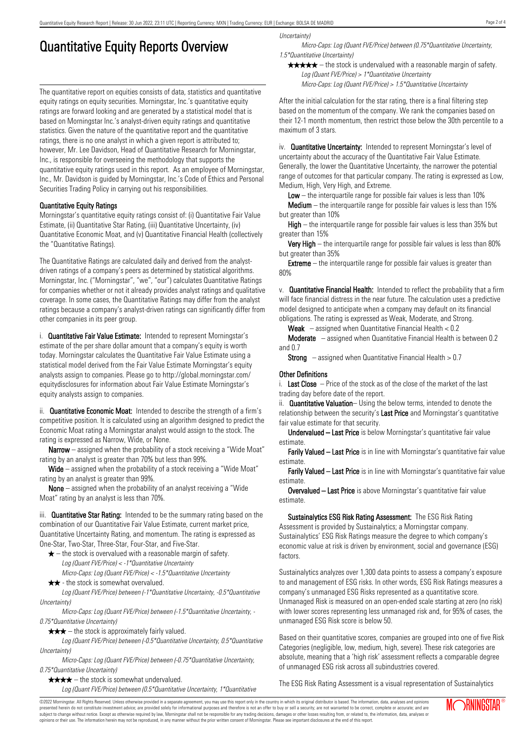# Quantitative Equity Reports Overview

The quantitative report on equities consists of data, statistics and quantitative equity ratings on equity securities. Morningstar, Inc.'s quantitative equity ratings are forward looking and are generated by a statistical model that is based on Morningstar Inc.'s analyst-driven equity ratings and quantitative statistics. Given the nature of the quantitative report and the quantitative ratings, there is no one analyst in which a given report is attributed to; however, Mr. Lee Davidson, Head of Quantitative Research for Morningstar, Inc., is responsible for overseeing the methodology that supports the quantitative equity ratings used in this report. As an employee of Morningstar, Inc., Mr. Davidson is guided by Morningstar, Inc.'s Code of Ethics and Personal Securities Trading Policy in carrying out his responsibilities.

### Quantitative Equity Ratings

Morningstar's quantitative equity ratings consist of: (i) Quantitative Fair Value Estimate, (ii) Quantitative Star Rating, (iii) Quantitative Uncertainty, (iv) Quantitative Economic Moat, and (v) Quantitative Financial Health (collectively the "Quantitative Ratings).

The Quantitative Ratings are calculated daily and derived from the analyst-driven ratings of a company's peers as determined by statistical algorithms. Morningstar, Inc. ("Morningstar", "we", "our") calculates Quantitative Ratings for companies whether or not it already provides analyst ratings and qualitative coverage. In some cases, the Quantitative Ratings may differ from the analyst ratings because a company's analyst-driven ratings can significantly differ from other companies in its peer group.

i. **Quantitative Fair Value Estimate:** Intended to represent Morningstar's estimate of the per share dollar amount that a company's equity is worth today. Morningstar calculates the Quantitative Fair Value Estimate using a statistical model derived from the Fair Value Estimate Morningstar's equity analysts assign to companies. Please go to http://global.morningstar.com/equitydisclosures for information about Fair Value Estimate Morningstar's equity analysts assign to companies.

ii. **Quantitative Economic Moat:** Intended to describe the strength of a firm's competitive position. It is calculated using an algorithm designed to predict the Economic Moat rating a Morningstar analyst would assign to the stock. The rating is expressed as Narrow, Wide, or None.

**Narrow** – assigned when the probability of a stock receiving a "Wide Moat" rating by an analyst is greater than 70% but less than 99%.

**Wide** – assigned when the probability of a stock receiving a "Wide Moat" rating by an analyst is greater than 99%.

**None** – assigned when the probability of an analyst receiving a "Wide Moat" rating by an analyst is less than 70%.

iii. **Quantitative Star Rating:** Intended to be the summary rating based on the combination of our Quantitative Fair Value Estimate, current market price, Quantitative Uncertainty Rating, and momentum. The rating is expressed as One-Star, Two-Star, Three-Star, Four-Star, and Five-Star.

★ – the stock is overvalued with a reasonable margin of safety.
*Log (Quant FVE/Price) < -1*Quantitative Uncertainty*
*Micro-Caps: Log (Quant FVE/Price) < -1.5*Quantitative Uncertainty*

★★ - the stock is somewhat overvalued.
*Log (Quant FVE/Price) between (-1*Quantitative Uncertainty, -0.5*Quantitative Uncertainty)*
*Micro-Caps: Log (Quant FVE/Price) between (-1.5*Quantitative Uncertainty, -0.75*Quantitative Uncertainty)*

★★★ – the stock is approximately fairly valued.
*Log (Quant FVE/Price) between (-0.5*Quantitative Uncertainty, 0.5*Quantitative Uncertainty)*
*Micro-Caps: Log (Quant FVE/Price) between (-0.75*Quantitative Uncertainty, 0.75*Quantitative Uncertainty)*

★★★★ – the stock is somewhat undervalued.
*Log (Quant FVE/Price) between (0.5*Quantitative Uncertainty, 1*Quantitative Uncertainty)*
*Micro-Caps: Log (Quant FVE/Price) between (0.75*Quantitative Uncertainty, 1.5*Quantitative Uncertainty)*

★★★★★ – the stock is undervalued with a reasonable margin of safety.
*Log (Quant FVE/Price) > 1*Quantitative Uncertainty*
*Micro-Caps: Log (Quant FVE/Price) > 1.5*Quantitative Uncertainty*

After the initial calculation for the star rating, there is a final filtering step based on the momentum of the company. We rank the companies based on their 12-1 month momentum, then restrict those below the 30th percentile to a maximum of 3 stars.

iv. **Quantitative Uncertainty:** Intended to represent Morningstar's level of uncertainty about the accuracy of the Quantitative Fair Value Estimate. Generally, the lower the Quantitative Uncertainty, the narrower the potential range of outcomes for that particular company. The rating is expressed as Low, Medium, High, Very High, and Extreme.

**Low** – the interquartile range for possible fair values is less than 10%

**Medium** – the interquartile range for possible fair values is less than 15% but greater than 10%

**High** – the interquartile range for possible fair values is less than 35% but greater than 15%

**Very High** – the interquartile range for possible fair values is less than 80% but greater than 35%

**Extreme** – the interquartile range for possible fair values is greater than 80%

v. **Quantitative Financial Health:** Intended to reflect the probability that a firm will face financial distress in the near future. The calculation uses a predictive model designed to anticipate when a company may default on its financial obligations. The rating is expressed as Weak, Moderate, and Strong.

**Weak** – assigned when Quantitative Financial Health < 0.2

**Moderate** – assigned when Quantitative Financial Health is between 0.2 and 0.7

**Strong** – assigned when Quantitative Financial Health > 0.7

### Other Definitions

i. **Last Close** – Price of the stock as of the close of the market of the last trading day before date of the report.

ii. **Quantitative Valuation**– Using the below terms, intended to denote the relationship between the security's **Last Price** and Morningstar's quantitative fair value estimate for that security.

**Undervalued – Last Price** is below Morningstar's quantitative fair value estimate.

**Farily Valued – Last Price** is in line with Morningstar's quantitative fair value estimate.

**Farily Valued – Last Price** is in line with Morningstar's quantitative fair value estimate.

**Overvalued – Last Price** is above Morningstar's quantitative fair value estimate.

**Sustainalytics ESG Risk Rating Assessment:** The ESG Risk Rating Assessment is provided by Sustainalytics; a Morningstar company. Sustainalytics' ESG Risk Ratings measure the degree to which company's economic value at risk is driven by environment, social and governance (ESG) factors.

Sustainalytics analyzes over 1,300 data points to assess a company's exposure to and management of ESG risks. In other words, ESG Risk Ratings measures a company's unmanaged ESG Risks represented as a quantitative score. Unmanaged Risk is measured on an open-ended scale starting at zero (no risk) with lower scores representing less unmanaged risk and, for 95% of cases, the unmanaged ESG Risk score is below 50.

Based on their quantitative scores, companies are grouped into one of five Risk Categories (negligible, low, medium, high, severe). These risk categories are absolute, meaning that a 'high risk' assessment reflects a comparable degree of unmanaged ESG risk across all subindustries covered.

The ESG Risk Rating Assessment is a visual representation of Sustainalytics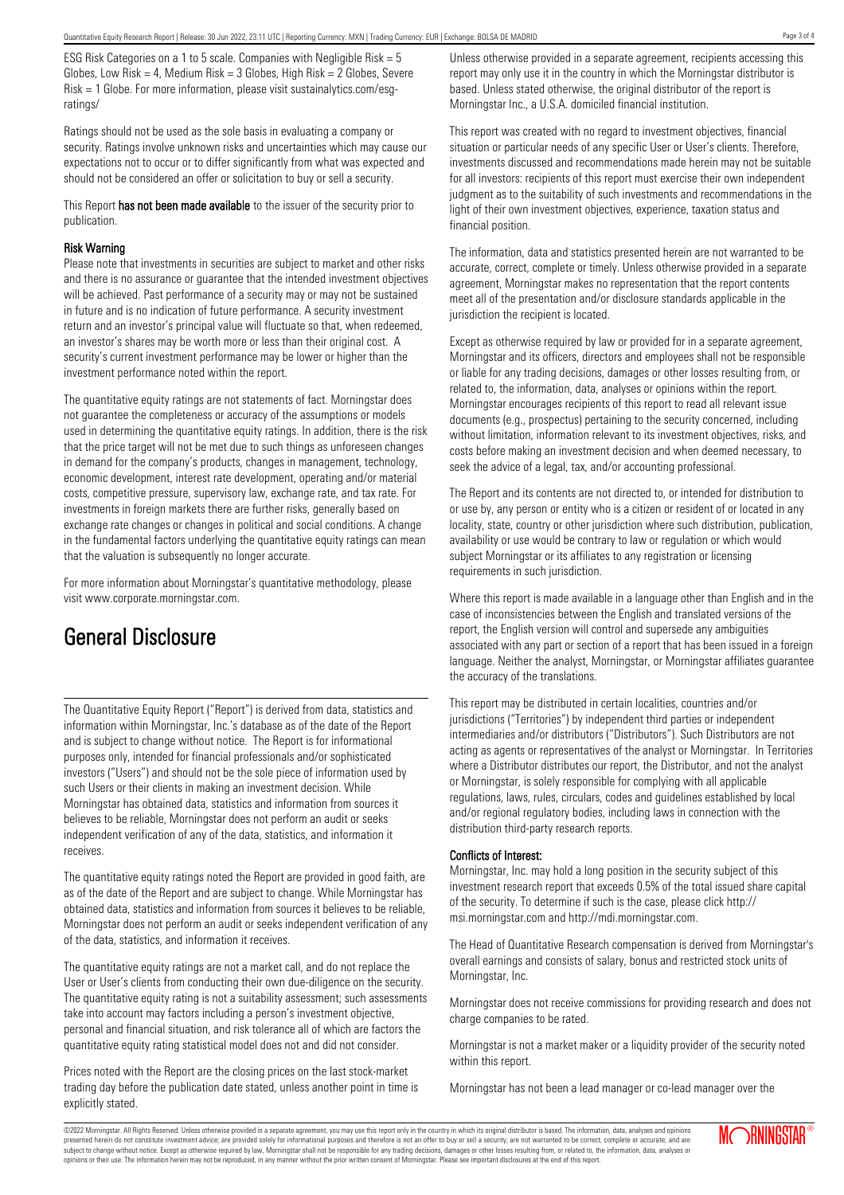ESG Risk Categories on a 1 to 5 scale. Companies with Negligible Risk = 5 Globes, Low Risk = 4, Medium Risk = 3 Globes, High Risk = 2 Globes, Severe Risk = 1 Globe. For more information, please visit sustainalytics.com/esg-ratings/

Ratings should not be used as the sole basis in evaluating a company or security. Ratings involve unknown risks and uncertainties which may cause our expectations not to occur or to differ significantly from what was expected and should not be considered an offer or solicitation to buy or sell a security.

This Report **has not been made available** to the issuer of the security prior to publication.

**Risk Warning**

Please note that investments in securities are subject to market and other risks and there is no assurance or guarantee that the intended investment objectives will be achieved. Past performance of a security may or may not be sustained in future and is no indication of future performance. A security investment return and an investor's principal value will fluctuate so that, when redeemed, an investor's shares may be worth more or less than their original cost. A security's current investment performance may be lower or higher than the investment performance noted within the report.

The quantitative equity ratings are not statements of fact. Morningstar does not guarantee the completeness or accuracy of the assumptions or models used in determining the quantitative equity ratings. In addition, there is the risk that the price target will not be met due to such things as unforeseen changes in demand for the company's products, changes in management, technology, economic development, interest rate development, operating and/or material costs, competitive pressure, supervisory law, exchange rate, and tax rate. For investments in foreign markets there are further risks, generally based on exchange rate changes or changes in political and social conditions. A change in the fundamental factors underlying the quantitative equity ratings can mean that the valuation is subsequently no longer accurate.

For more information about Morningstar's quantitative methodology, please visit www.corporate.morningstar.com.

# General Disclosure

The Quantitative Equity Report ("Report") is derived from data, statistics and information within Morningstar, Inc.'s database as of the date of the Report and is subject to change without notice. The Report is for informational purposes only, intended for financial professionals and/or sophisticated investors ("Users") and should not be the sole piece of information used by such Users or their clients in making an investment decision. While Morningstar has obtained data, statistics and information from sources it believes to be reliable, Morningstar does not perform an audit or seeks independent verification of any of the data, statistics, and information it receives.

The quantitative equity ratings noted the Report are provided in good faith, are as of the date of the Report and are subject to change. While Morningstar has obtained data, statistics and information from sources it believes to be reliable, Morningstar does not perform an audit or seeks independent verification of any of the data, statistics, and information it receives.

The quantitative equity ratings are not a market call, and do not replace the User or User's clients from conducting their own due-diligence on the security. The quantitative equity rating is not a suitability assessment; such assessments take into account may factors including a person's investment objective, personal and financial situation, and risk tolerance all of which are factors the quantitative equity rating statistical model does not and did not consider.

Prices noted with the Report are the closing prices on the last stock-market trading day before the publication date stated, unless another point in time is explicitly stated.

Unless otherwise provided in a separate agreement, recipients accessing this report may only use it in the country in which the Morningstar distributor is based. Unless stated otherwise, the original distributor of the report is Morningstar Inc., a U.S.A. domiciled financial institution.

This report was created with no regard to investment objectives, financial situation or particular needs of any specific User or User's clients. Therefore, investments discussed and recommendations made herein may not be suitable for all investors: recipients of this report must exercise their own independent judgment as to the suitability of such investments and recommendations in the light of their own investment objectives, experience, taxation status and financial position.

The information, data and statistics presented herein are not warranted to be accurate, correct, complete or timely. Unless otherwise provided in a separate agreement, Morningstar makes no representation that the report contents meet all of the presentation and/or disclosure standards applicable in the jurisdiction the recipient is located.

Except as otherwise required by law or provided for in a separate agreement, Morningstar and its officers, directors and employees shall not be responsible or liable for any trading decisions, damages or other losses resulting from, or related to, the information, data, analyses or opinions within the report. Morningstar encourages recipients of this report to read all relevant issue documents (e.g., prospectus) pertaining to the security concerned, including without limitation, information relevant to its investment objectives, risks, and costs before making an investment decision and when deemed necessary, to seek the advice of a legal, tax, and/or accounting professional.

The Report and its contents are not directed to, or intended for distribution to or use by, any person or entity who is a citizen or resident of or located in any locality, state, country or other jurisdiction where such distribution, publication, availability or use would be contrary to law or regulation or which would subject Morningstar or its affiliates to any registration or licensing requirements in such jurisdiction.

Where this report is made available in a language other than English and in the case of inconsistencies between the English and translated versions of the report, the English version will control and supersede any ambiguities associated with any part or section of a report that has been issued in a foreign language. Neither the analyst, Morningstar, or Morningstar affiliates guarantee the accuracy of the translations.

This report may be distributed in certain localities, countries and/or jurisdictions ("Territories") by independent third parties or independent intermediaries and/or distributors ("Distributors"). Such Distributors are not acting as agents or representatives of the analyst or Morningstar. In Territories where a Distributor distributes our report, the Distributor, and not the analyst or Morningstar, is solely responsible for complying with all applicable regulations, laws, rules, circulars, codes and guidelines established by local and/or regional regulatory bodies, including laws in connection with the distribution third-party research reports.

**Conflicts of Interest:**

Morningstar, Inc. may hold a long position in the security subject of this investment research report that exceeds 0.5% of the total issued share capital of the security. To determine if such is the case, please click http://msi.morningstar.com and http://mdi.morningstar.com.

The Head of Quantitative Research compensation is derived from Morningstar's overall earnings and consists of salary, bonus and restricted stock units of Morningstar, Inc.

Morningstar does not receive commissions for providing research and does not charge companies to be rated.

Morningstar is not a market maker or a liquidity provider of the security noted within this report.

Morningstar has not been a lead manager or co-lead manager over the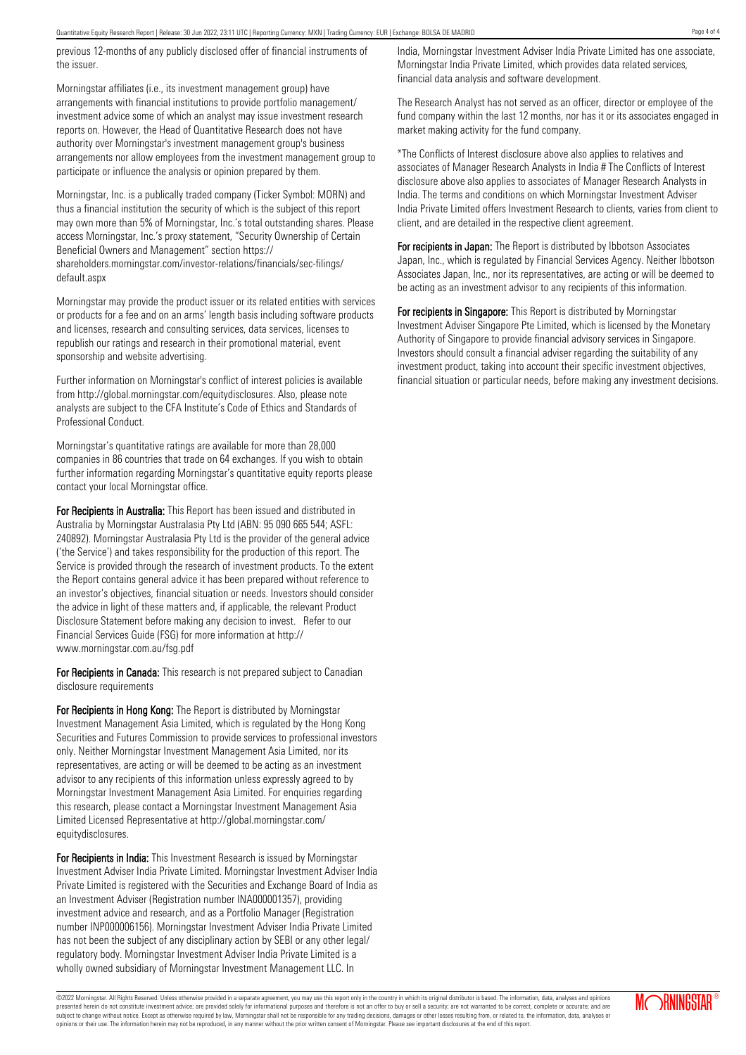previous 12-months of any publicly disclosed offer of financial instruments of the issuer.

Morningstar affiliates (i.e., its investment management group) have arrangements with financial institutions to provide portfolio management/ investment advice some of which an analyst may issue investment research reports on. However, the Head of Quantitative Research does not have authority over Morningstar's investment management group's business arrangements nor allow employees from the investment management group to participate or influence the analysis or opinion prepared by them.

Morningstar, Inc. is a publically traded company (Ticker Symbol: MORN) and thus a financial institution the security of which is the subject of this report may own more than 5% of Morningstar, Inc.'s total outstanding shares. Please access Morningstar, Inc.'s proxy statement, "Security Ownership of Certain Beneficial Owners and Management" section https://shareholders.morningstar.com/investor-relations/financials/sec-filings/default.aspx

Morningstar may provide the product issuer or its related entities with services or products for a fee and on an arms' length basis including software products and licenses, research and consulting services, data services, licenses to republish our ratings and research in their promotional material, event sponsorship and website advertising.

Further information on Morningstar's conflict of interest policies is available from http://global.morningstar.com/equitydisclosures. Also, please note analysts are subject to the CFA Institute's Code of Ethics and Standards of Professional Conduct.

Morningstar's quantitative ratings are available for more than 28,000 companies in 86 countries that trade on 64 exchanges. If you wish to obtain further information regarding Morningstar's quantitative equity reports please contact your local Morningstar office.

**For Recipients in Australia:** This Report has been issued and distributed in Australia by Morningstar Australasia Pty Ltd (ABN: 95 090 665 544; ASFL: 240892). Morningstar Australasia Pty Ltd is the provider of the general advice ('the Service') and takes responsibility for the production of this report. The Service is provided through the research of investment products. To the extent the Report contains general advice it has been prepared without reference to an investor's objectives, financial situation or needs. Investors should consider the advice in light of these matters and, if applicable, the relevant Product Disclosure Statement before making any decision to invest. Refer to our Financial Services Guide (FSG) for more information at http://www.morningstar.com.au/fsg.pdf

**For Recipients in Canada:** This research is not prepared subject to Canadian disclosure requirements

**For Recipients in Hong Kong:** The Report is distributed by Morningstar Investment Management Asia Limited, which is regulated by the Hong Kong Securities and Futures Commission to provide services to professional investors only. Neither Morningstar Investment Management Asia Limited, nor its representatives, are acting or will be deemed to be acting as an investment advisor to any recipients of this information unless expressly agreed to by Morningstar Investment Management Asia Limited. For enquiries regarding this research, please contact a Morningstar Investment Management Asia Limited Licensed Representative at http://global.morningstar.com/equitydisclosures.

**For Recipients in India:** This Investment Research is issued by Morningstar Investment Adviser India Private Limited. Morningstar Investment Adviser India Private Limited is registered with the Securities and Exchange Board of India as an Investment Adviser (Registration number INA000001357), providing investment advice and research, and as a Portfolio Manager (Registration number INP000006156). Morningstar Investment Adviser India Private Limited has not been the subject of any disciplinary action by SEBI or any other legal/ regulatory body. Morningstar Investment Adviser India Private Limited is a wholly owned subsidiary of Morningstar Investment Management LLC. In India, Morningstar Investment Adviser India Private Limited has one associate, Morningstar India Private Limited, which provides data related services, financial data analysis and software development.

The Research Analyst has not served as an officer, director or employee of the fund company within the last 12 months, nor has it or its associates engaged in market making activity for the fund company.

*The Conflicts of Interest disclosure above also applies to relatives and associates of Manager Research Analysts in India # The Conflicts of Interest disclosure above also applies to associates of Manager Research Analysts in India. The terms and conditions on which Morningstar Investment Adviser India Private Limited offers Investment Research to clients, varies from client to client, and are detailed in the respective client agreement.

**For recipients in Japan:** The Report is distributed by Ibbotson Associates Japan, Inc., which is regulated by Financial Services Agency. Neither Ibbotson Associates Japan, Inc., nor its representatives, are acting or will be deemed to be acting as an investment advisor to any recipients of this information.

**For recipients in Singapore:** This Report is distributed by Morningstar Investment Adviser Singapore Pte Limited, which is licensed by the Monetary Authority of Singapore to provide financial advisory services in Singapore. Investors should consult a financial adviser regarding the suitability of any investment product, taking into account their specific investment objectives, financial situation or particular needs, before making any investment decisions.